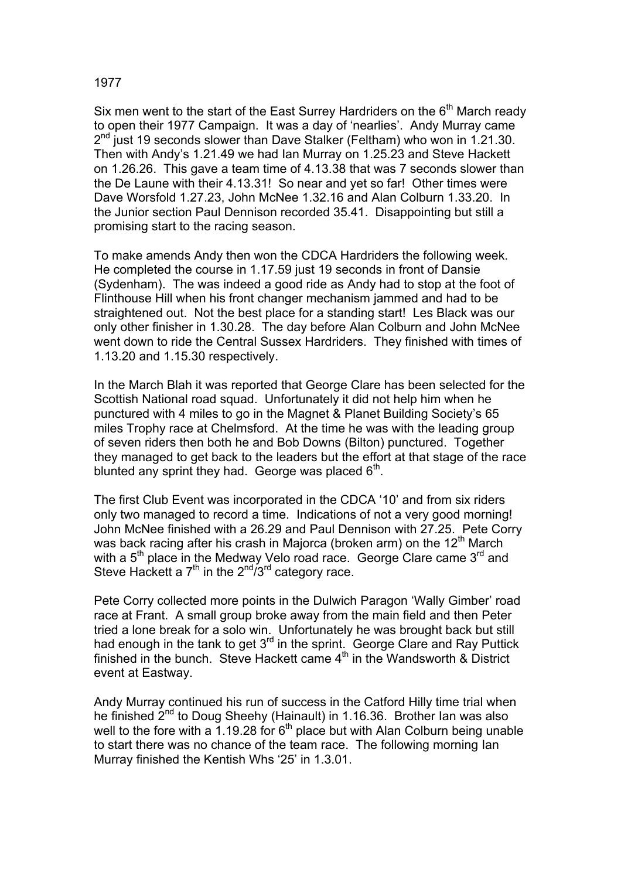1977

Six men went to the start of the East Surrey Hardriders on the 6th March ready to open their 1977 Campaign. It was a day of 'nearlies'. Andy Murray came 2nd just 19 seconds slower than Dave Stalker (Feltham) who won in 1.21.30. Then with Andy's 1.21.49 we had Ian Murray on 1.25.23 and Steve Hackett on 1.26.26. This gave a team time of 4.13.38 that was 7 seconds slower than the De Laune with their 4.13.31! So near and yet so far! Other times were Dave Worsfold 1.27.23, John McNee 1.32.16 and Alan Colburn 1.33.20. In the Junior section Paul Dennison recorded 35.41. Disappointing but still a promising start to the racing season.

To make amends Andy then won the CDCA Hardriders the following week. He completed the course in 1.17.59 just 19 seconds in front of Dansie (Sydenham). The was indeed a good ride as Andy had to stop at the foot of Flinthouse Hill when his front changer mechanism jammed and had to be straightened out. Not the best place for a standing start! Les Black was our only other finisher in 1.30.28. The day before Alan Colburn and John McNee went down to ride the Central Sussex Hardriders. They finished with times of 1.13.20 and 1.15.30 respectively.

In the March Blah it was reported that George Clare has been selected for the Scottish National road squad. Unfortunately it did not help him when he punctured with 4 miles to go in the Magnet & Planet Building Society's 65 miles Trophy race at Chelmsford. At the time he was with the leading group of seven riders then both he and Bob Downs (Bilton) punctured. Together they managed to get back to the leaders but the effort at that stage of the race blunted any sprint they had. George was placed 6th.

The first Club Event was incorporated in the CDCA '10' and from six riders only two managed to record a time. Indications of not a very good morning! John McNee finished with a 26.29 and Paul Dennison with 27.25. Pete Corry was back racing after his crash in Majorca (broken arm) on the 12th March with a 5th place in the Medway Velo road race. George Clare came 3rd and Steve Hackett a 7th in the 2nd/3rd category race.

Pete Corry collected more points in the Dulwich Paragon 'Wally Gimber' road race at Frant. A small group broke away from the main field and then Peter tried a lone break for a solo win. Unfortunately he was brought back but still had enough in the tank to get 3rd in the sprint. George Clare and Ray Puttick finished in the bunch. Steve Hackett came 4th in the Wandsworth & District event at Eastway.

Andy Murray continued his run of success in the Catford Hilly time trial when he finished 2nd to Doug Sheehy (Hainault) in 1.16.36. Brother Ian was also well to the fore with a 1.19.28 for 6th place but with Alan Colburn being unable to start there was no chance of the team race. The following morning Ian Murray finished the Kentish Whs '25' in 1.3.01.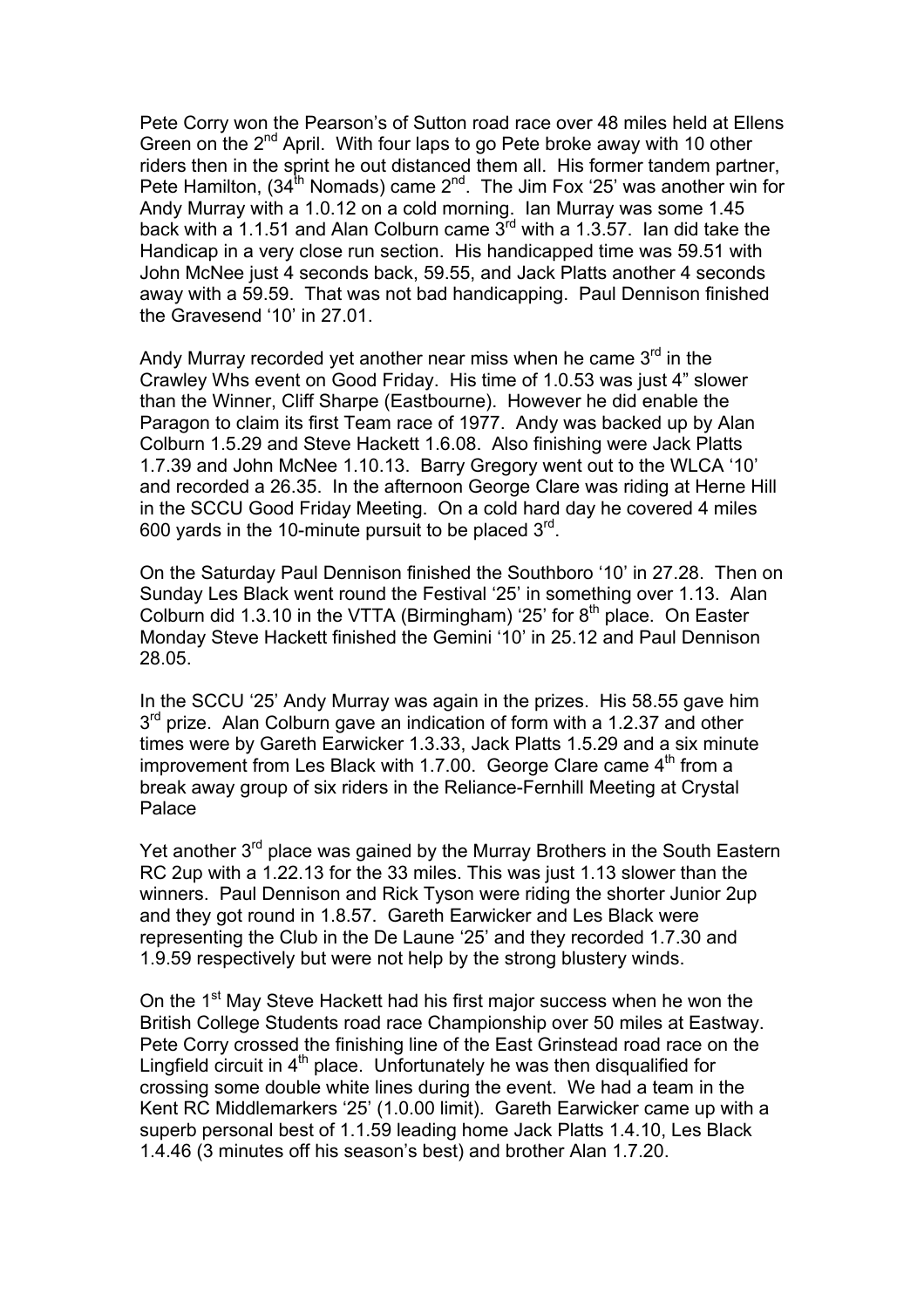Pete Corry won the Pearson's of Sutton road race over 48 miles held at Ellens Green on the 2nd April. With four laps to go Pete broke away with 10 other riders then in the sprint he out distanced them all. His former tandem partner, Pete Hamilton, (34th Nomads) came 2nd. The Jim Fox '25' was another win for Andy Murray with a 1.0.12 on a cold morning. Ian Murray was some 1.45 back with a 1.1.51 and Alan Colburn came 3rd with a 1.3.57. Ian did take the Handicap in a very close run section. His handicapped time was 59.51 with John McNee just 4 seconds back, 59.55, and Jack Platts another 4 seconds away with a 59.59. That was not bad handicapping. Paul Dennison finished the Gravesend '10' in 27.01.

Andy Murray recorded yet another near miss when he came 3rd in the Crawley Whs event on Good Friday. His time of 1.0.53 was just 4" slower than the Winner, Cliff Sharpe (Eastbourne). However he did enable the Paragon to claim its first Team race of 1977. Andy was backed up by Alan Colburn 1.5.29 and Steve Hackett 1.6.08. Also finishing were Jack Platts 1.7.39 and John McNee 1.10.13. Barry Gregory went out to the WLCA '10' and recorded a 26.35. In the afternoon George Clare was riding at Herne Hill in the SCCU Good Friday Meeting. On a cold hard day he covered 4 miles 600 yards in the 10-minute pursuit to be placed 3rd.

On the Saturday Paul Dennison finished the Southboro '10' in 27.28. Then on Sunday Les Black went round the Festival '25' in something over 1.13. Alan Colburn did 1.3.10 in the VTTA (Birmingham) '25' for 8th place. On Easter Monday Steve Hackett finished the Gemini '10' in 25.12 and Paul Dennison 28.05.

In the SCCU '25' Andy Murray was again in the prizes. His 58.55 gave him 3rd prize. Alan Colburn gave an indication of form with a 1.2.37 and other times were by Gareth Earwicker 1.3.33, Jack Platts 1.5.29 and a six minute improvement from Les Black with 1.7.00. George Clare came 4th from a break away group of six riders in the Reliance-Fernhill Meeting at Crystal Palace

Yet another 3rd place was gained by the Murray Brothers in the South Eastern RC 2up with a 1.22.13 for the 33 miles. This was just 1.13 slower than the winners. Paul Dennison and Rick Tyson were riding the shorter Junior 2up and they got round in 1.8.57. Gareth Earwicker and Les Black were representing the Club in the De Laune '25' and they recorded 1.7.30 and 1.9.59 respectively but were not help by the strong blustery winds.

On the 1st May Steve Hackett had his first major success when he won the British College Students road race Championship over 50 miles at Eastway. Pete Corry crossed the finishing line of the East Grinstead road race on the Lingfield circuit in 4th place. Unfortunately he was then disqualified for crossing some double white lines during the event. We had a team in the Kent RC Middlemarkers '25' (1.0.00 limit). Gareth Earwicker came up with a superb personal best of 1.1.59 leading home Jack Platts 1.4.10, Les Black 1.4.46 (3 minutes off his season's best) and brother Alan 1.7.20.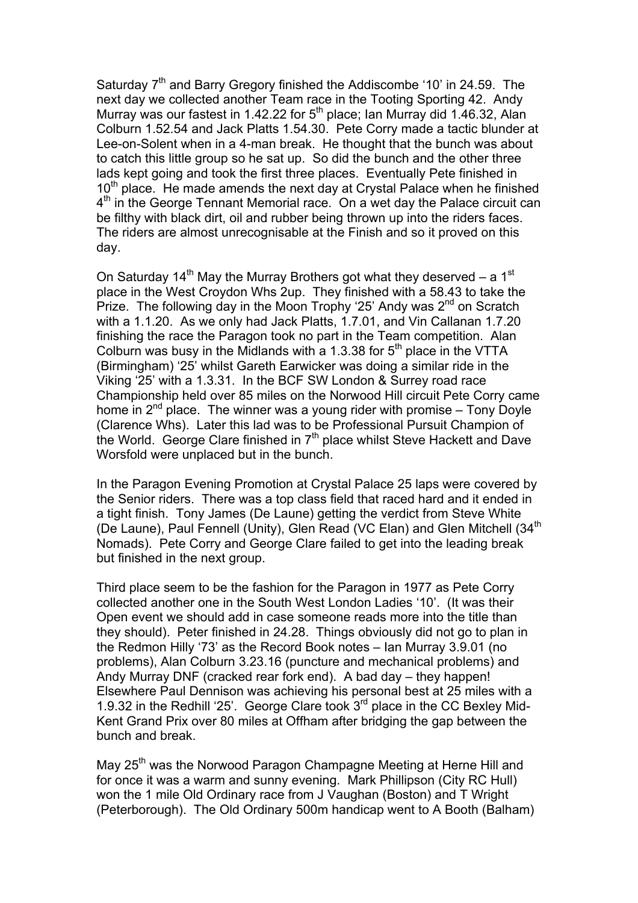Saturday 7th and Barry Gregory finished the Addiscombe '10' in 24.59. The next day we collected another Team race in the Tooting Sporting 42. Andy Murray was our fastest in 1.42.22 for 5th place; Ian Murray did 1.46.32, Alan Colburn 1.52.54 and Jack Platts 1.54.30. Pete Corry made a tactic blunder at Lee-on-Solent when in a 4-man break. He thought that the bunch was about to catch this little group so he sat up. So did the bunch and the other three lads kept going and took the first three places. Eventually Pete finished in 10th place. He made amends the next day at Crystal Palace when he finished 4th in the George Tennant Memorial race. On a wet day the Palace circuit can be filthy with black dirt, oil and rubber being thrown up into the riders faces. The riders are almost unrecognisable at the Finish and so it proved on this day.

On Saturday 14th May the Murray Brothers got what they deserved – a 1st place in the West Croydon Whs 2up. They finished with a 58.43 to take the Prize. The following day in the Moon Trophy '25' Andy was 2nd on Scratch with a 1.1.20. As we only had Jack Platts, 1.7.01, and Vin Callanan 1.7.20 finishing the race the Paragon took no part in the Team competition. Alan Colburn was busy in the Midlands with a 1.3.38 for 5th place in the VTTA (Birmingham) '25' whilst Gareth Earwicker was doing a similar ride in the Viking '25' with a 1.3.31. In the BCF SW London & Surrey road race Championship held over 85 miles on the Norwood Hill circuit Pete Corry came home in 2nd place. The winner was a young rider with promise – Tony Doyle (Clarence Whs). Later this lad was to be Professional Pursuit Champion of the World. George Clare finished in 7th place whilst Steve Hackett and Dave Worsfold were unplaced but in the bunch.

In the Paragon Evening Promotion at Crystal Palace 25 laps were covered by the Senior riders. There was a top class field that raced hard and it ended in a tight finish. Tony James (De Laune) getting the verdict from Steve White (De Laune), Paul Fennell (Unity), Glen Read (VC Elan) and Glen Mitchell (34th Nomads). Pete Corry and George Clare failed to get into the leading break but finished in the next group.

Third place seem to be the fashion for the Paragon in 1977 as Pete Corry collected another one in the South West London Ladies '10'. (It was their Open event we should add in case someone reads more into the title than they should). Peter finished in 24.28. Things obviously did not go to plan in the Redmon Hilly '73' as the Record Book notes – Ian Murray 3.9.01 (no problems), Alan Colburn 3.23.16 (puncture and mechanical problems) and Andy Murray DNF (cracked rear fork end). A bad day – they happen! Elsewhere Paul Dennison was achieving his personal best at 25 miles with a 1.9.32 in the Redhill '25'. George Clare took 3rd place in the CC Bexley Mid-Kent Grand Prix over 80 miles at Offham after bridging the gap between the bunch and break.

May 25th was the Norwood Paragon Champagne Meeting at Herne Hill and for once it was a warm and sunny evening. Mark Phillipson (City RC Hull) won the 1 mile Old Ordinary race from J Vaughan (Boston) and T Wright (Peterborough). The Old Ordinary 500m handicap went to A Booth (Balham)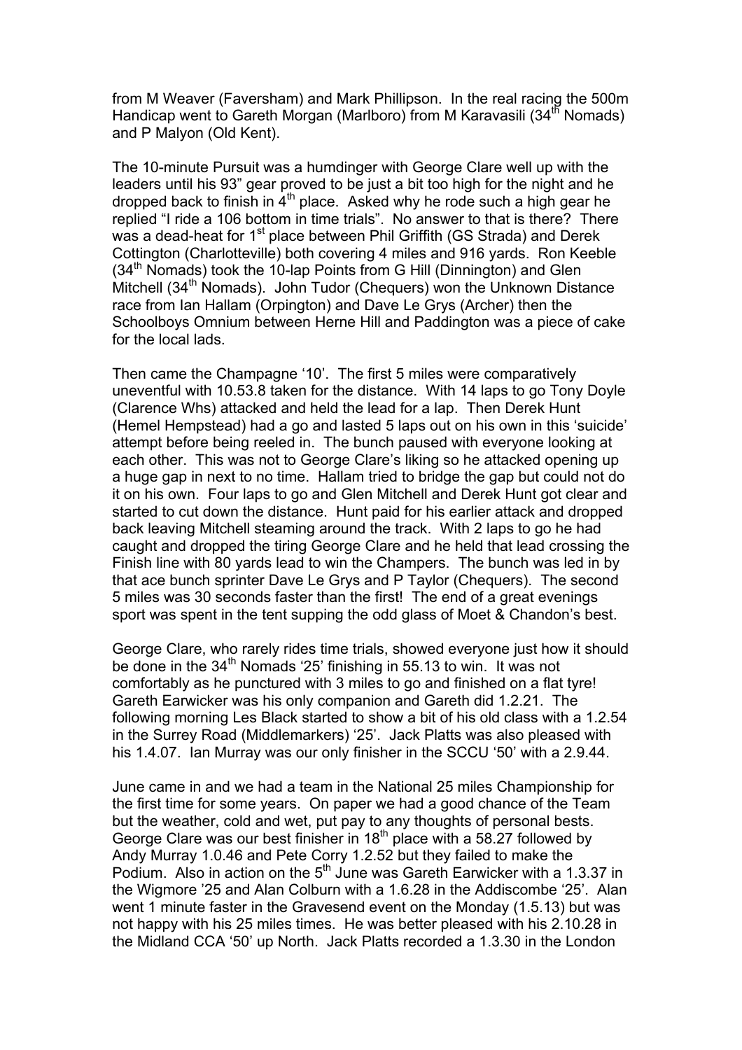from M Weaver (Faversham) and Mark Phillipson. In the real racing the 500m Handicap went to Gareth Morgan (Marlboro) from M Karavasili (34th Nomads) and P Malyon (Old Kent).

The 10-minute Pursuit was a humdinger with George Clare well up with the leaders until his 93" gear proved to be just a bit too high for the night and he dropped back to finish in 4th place. Asked why he rode such a high gear he replied "I ride a 106 bottom in time trials". No answer to that is there? There was a dead-heat for 1st place between Phil Griffith (GS Strada) and Derek Cottington (Charlotteville) both covering 4 miles and 916 yards. Ron Keeble (34th Nomads) took the 10-lap Points from G Hill (Dinnington) and Glen Mitchell (34th Nomads). John Tudor (Chequers) won the Unknown Distance race from Ian Hallam (Orpington) and Dave Le Grys (Archer) then the Schoolboys Omnium between Herne Hill and Paddington was a piece of cake for the local lads.

Then came the Champagne '10'. The first 5 miles were comparatively uneventful with 10.53.8 taken for the distance. With 14 laps to go Tony Doyle (Clarence Whs) attacked and held the lead for a lap. Then Derek Hunt (Hemel Hempstead) had a go and lasted 5 laps out on his own in this 'suicide' attempt before being reeled in. The bunch paused with everyone looking at each other. This was not to George Clare's liking so he attacked opening up a huge gap in next to no time. Hallam tried to bridge the gap but could not do it on his own. Four laps to go and Glen Mitchell and Derek Hunt got clear and started to cut down the distance. Hunt paid for his earlier attack and dropped back leaving Mitchell steaming around the track. With 2 laps to go he had caught and dropped the tiring George Clare and he held that lead crossing the Finish line with 80 yards lead to win the Champers. The bunch was led in by that ace bunch sprinter Dave Le Grys and P Taylor (Chequers). The second 5 miles was 30 seconds faster than the first! The end of a great evenings sport was spent in the tent supping the odd glass of Moet & Chandon's best.

George Clare, who rarely rides time trials, showed everyone just how it should be done in the 34th Nomads '25' finishing in 55.13 to win. It was not comfortably as he punctured with 3 miles to go and finished on a flat tyre! Gareth Earwicker was his only companion and Gareth did 1.2.21. The following morning Les Black started to show a bit of his old class with a 1.2.54 in the Surrey Road (Middlemarkers) '25'. Jack Platts was also pleased with his 1.4.07. Ian Murray was our only finisher in the SCCU '50' with a 2.9.44.

June came in and we had a team in the National 25 miles Championship for the first time for some years. On paper we had a good chance of the Team but the weather, cold and wet, put pay to any thoughts of personal bests. George Clare was our best finisher in 18th place with a 58.27 followed by Andy Murray 1.0.46 and Pete Corry 1.2.52 but they failed to make the Podium. Also in action on the 5th June was Gareth Earwicker with a 1.3.37 in the Wigmore '25 and Alan Colburn with a 1.6.28 in the Addiscombe '25'. Alan went 1 minute faster in the Gravesend event on the Monday (1.5.13) but was not happy with his 25 miles times. He was better pleased with his 2.10.28 in the Midland CCA '50' up North. Jack Platts recorded a 1.3.30 in the London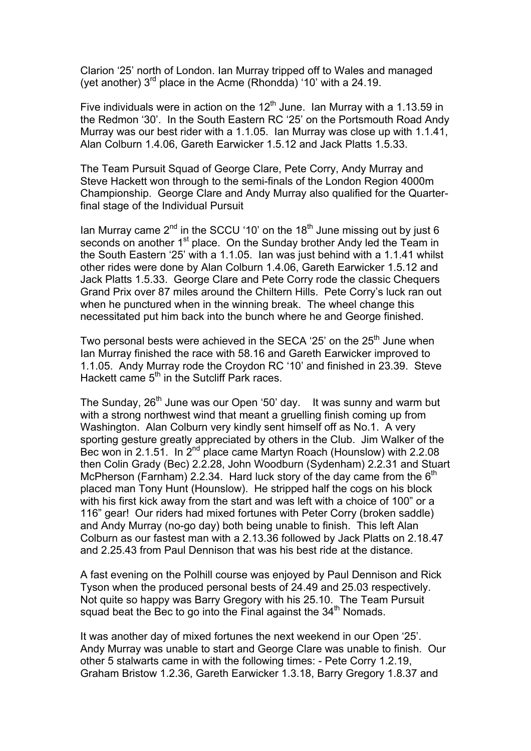Clarion '25' north of London. Ian Murray tripped off to Wales and managed (yet another) 3rd place in the Acme (Rhondda) '10' with a 24.19.

Five individuals were in action on the 12th June. Ian Murray with a 1.13.59 in the Redmon '30'. In the South Eastern RC '25' on the Portsmouth Road Andy Murray was our best rider with a 1.1.05. Ian Murray was close up with 1.1.41, Alan Colburn 1.4.06, Gareth Earwicker 1.5.12 and Jack Platts 1.5.33.

The Team Pursuit Squad of George Clare, Pete Corry, Andy Murray and Steve Hackett won through to the semi-finals of the London Region 4000m Championship. George Clare and Andy Murray also qualified for the Quarter-final stage of the Individual Pursuit

Ian Murray came 2nd in the SCCU '10' on the 18th June missing out by just 6 seconds on another 1st place. On the Sunday brother Andy led the Team in the South Eastern '25' with a 1.1.05. Ian was just behind with a 1.1.41 whilst other rides were done by Alan Colburn 1.4.06, Gareth Earwicker 1.5.12 and Jack Platts 1.5.33. George Clare and Pete Corry rode the classic Chequers Grand Prix over 87 miles around the Chiltern Hills. Pete Corry's luck ran out when he punctured when in the winning break. The wheel change this necessitated put him back into the bunch where he and George finished.

Two personal bests were achieved in the SECA '25' on the 25th June when Ian Murray finished the race with 58.16 and Gareth Earwicker improved to 1.1.05. Andy Murray rode the Croydon RC '10' and finished in 23.39. Steve Hackett came 5th in the Sutcliff Park races.

The Sunday, 26th June was our Open '50' day. It was sunny and warm but with a strong northwest wind that meant a gruelling finish coming up from Washington. Alan Colburn very kindly sent himself off as No.1. A very sporting gesture greatly appreciated by others in the Club. Jim Walker of the Bec won in 2.1.51. In 2nd place came Martyn Roach (Hounslow) with 2.2.08 then Colin Grady (Bec) 2.2.28, John Woodburn (Sydenham) 2.2.31 and Stuart McPherson (Farnham) 2.2.34. Hard luck story of the day came from the 6th placed man Tony Hunt (Hounslow). He stripped half the cogs on his block with his first kick away from the start and was left with a choice of 100" or a 116" gear! Our riders had mixed fortunes with Peter Corry (broken saddle) and Andy Murray (no-go day) both being unable to finish. This left Alan Colburn as our fastest man with a 2.13.36 followed by Jack Platts on 2.18.47 and 2.25.43 from Paul Dennison that was his best ride at the distance.

A fast evening on the Polhill course was enjoyed by Paul Dennison and Rick Tyson when the produced personal bests of 24.49 and 25.03 respectively. Not quite so happy was Barry Gregory with his 25.10. The Team Pursuit squad beat the Bec to go into the Final against the 34th Nomads.

It was another day of mixed fortunes the next weekend in our Open '25'. Andy Murray was unable to start and George Clare was unable to finish. Our other 5 stalwarts came in with the following times: - Pete Corry 1.2.19, Graham Bristow 1.2.36, Gareth Earwicker 1.3.18, Barry Gregory 1.8.37 and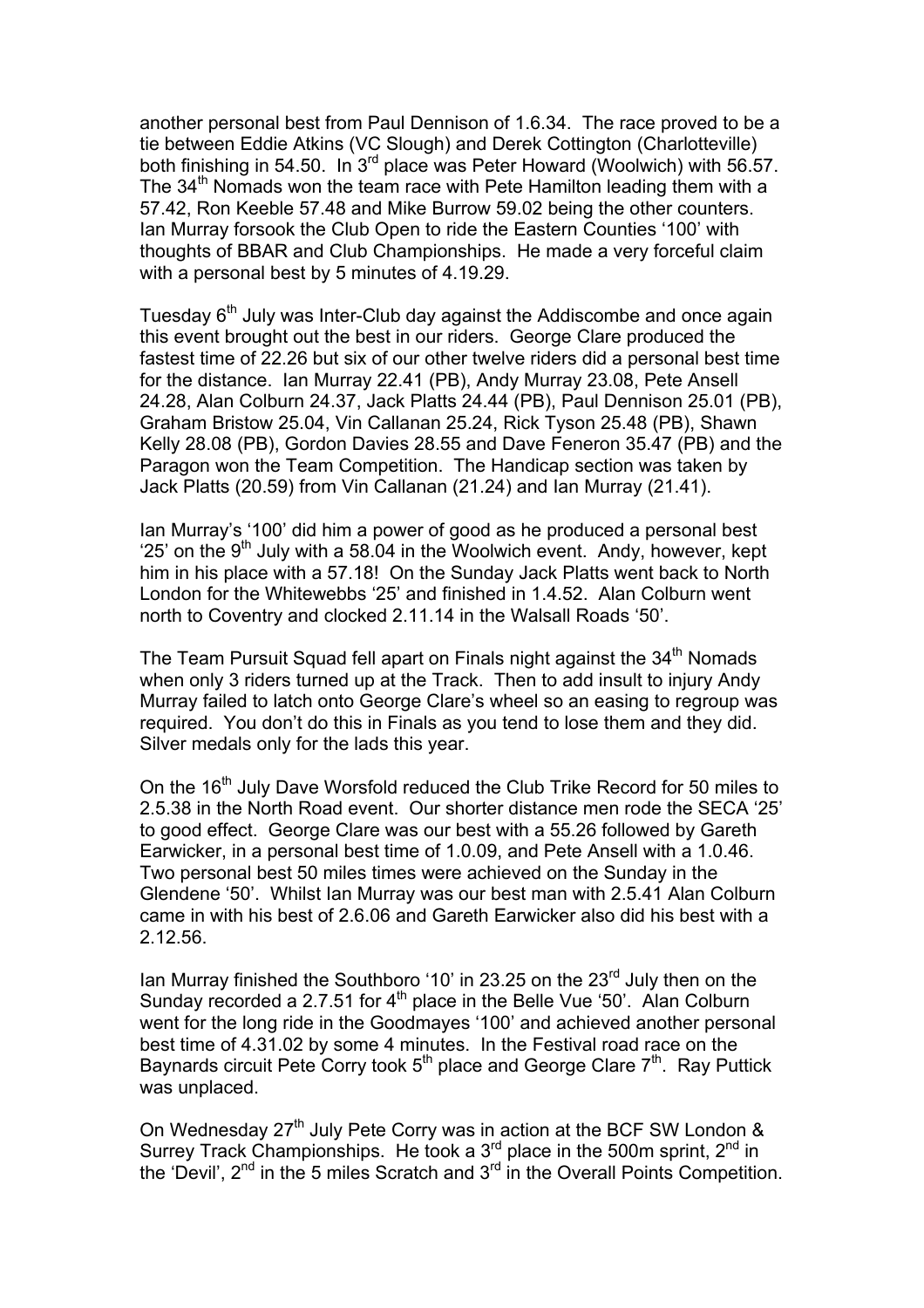another personal best from Paul Dennison of 1.6.34. The race proved to be a tie between Eddie Atkins (VC Slough) and Derek Cottington (Charlotteville) both finishing in 54.50. In 3rd place was Peter Howard (Woolwich) with 56.57. The 34th Nomads won the team race with Pete Hamilton leading them with a 57.42, Ron Keeble 57.48 and Mike Burrow 59.02 being the other counters. Ian Murray forsook the Club Open to ride the Eastern Counties '100' with thoughts of BBAR and Club Championships. He made a very forceful claim with a personal best by 5 minutes of 4.19.29.

Tuesday 6th July was Inter-Club day against the Addiscombe and once again this event brought out the best in our riders. George Clare produced the fastest time of 22.26 but six of our other twelve riders did a personal best time for the distance. Ian Murray 22.41 (PB), Andy Murray 23.08, Pete Ansell 24.28, Alan Colburn 24.37, Jack Platts 24.44 (PB), Paul Dennison 25.01 (PB), Graham Bristow 25.04, Vin Callanan 25.24, Rick Tyson 25.48 (PB), Shawn Kelly 28.08 (PB), Gordon Davies 28.55 and Dave Feneron 35.47 (PB) and the Paragon won the Team Competition. The Handicap section was taken by Jack Platts (20.59) from Vin Callanan (21.24) and Ian Murray (21.41).

Ian Murray's '100' did him a power of good as he produced a personal best '25' on the 9th July with a 58.04 in the Woolwich event. Andy, however, kept him in his place with a 57.18! On the Sunday Jack Platts went back to North London for the Whitewebbs '25' and finished in 1.4.52. Alan Colburn went north to Coventry and clocked 2.11.14 in the Walsall Roads '50'.

The Team Pursuit Squad fell apart on Finals night against the 34th Nomads when only 3 riders turned up at the Track. Then to add insult to injury Andy Murray failed to latch onto George Clare's wheel so an easing to regroup was required. You don't do this in Finals as you tend to lose them and they did. Silver medals only for the lads this year.

On the 16th July Dave Worsfold reduced the Club Trike Record for 50 miles to 2.5.38 in the North Road event. Our shorter distance men rode the SECA '25' to good effect. George Clare was our best with a 55.26 followed by Gareth Earwicker, in a personal best time of 1.0.09, and Pete Ansell with a 1.0.46. Two personal best 50 miles times were achieved on the Sunday in the Glendene '50'. Whilst Ian Murray was our best man with 2.5.41 Alan Colburn came in with his best of 2.6.06 and Gareth Earwicker also did his best with a 2.12.56.

Ian Murray finished the Southboro '10' in 23.25 on the 23rd July then on the Sunday recorded a 2.7.51 for 4th place in the Belle Vue '50'. Alan Colburn went for the long ride in the Goodmayes '100' and achieved another personal best time of 4.31.02 by some 4 minutes. In the Festival road race on the Baynards circuit Pete Corry took 5th place and George Clare 7th. Ray Puttick was unplaced.

On Wednesday 27th July Pete Corry was in action at the BCF SW London & Surrey Track Championships. He took a 3rd place in the 500m sprint, 2nd in the 'Devil', 2nd in the 5 miles Scratch and 3rd in the Overall Points Competition.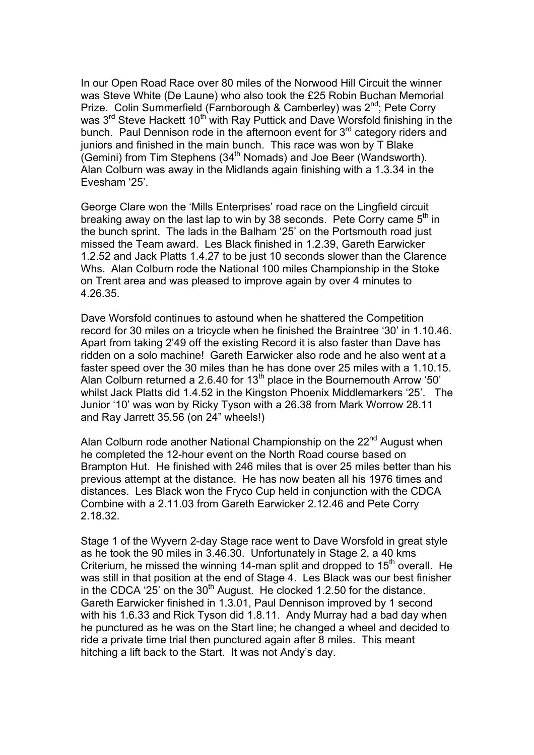In our Open Road Race over 80 miles of the Norwood Hill Circuit the winner was Steve White (De Laune) who also took the £25 Robin Buchan Memorial Prize. Colin Summerfield (Farnborough & Camberley) was 2nd; Pete Corry was 3rd Steve Hackett 10th with Ray Puttick and Dave Worsfold finishing in the bunch. Paul Dennison rode in the afternoon event for 3rd category riders and juniors and finished in the main bunch. This race was won by T Blake (Gemini) from Tim Stephens (34th Nomads) and Joe Beer (Wandsworth). Alan Colburn was away in the Midlands again finishing with a 1.3.34 in the Evesham '25'.

George Clare won the 'Mills Enterprises' road race on the Lingfield circuit breaking away on the last lap to win by 38 seconds. Pete Corry came 5th in the bunch sprint. The lads in the Balham '25' on the Portsmouth road just missed the Team award. Les Black finished in 1.2.39, Gareth Earwicker 1.2.52 and Jack Platts 1.4.27 to be just 10 seconds slower than the Clarence Whs. Alan Colburn rode the National 100 miles Championship in the Stoke on Trent area and was pleased to improve again by over 4 minutes to 4.26.35.

Dave Worsfold continues to astound when he shattered the Competition record for 30 miles on a tricycle when he finished the Braintree '30' in 1.10.46. Apart from taking 2'49 off the existing Record it is also faster than Dave has ridden on a solo machine! Gareth Earwicker also rode and he also went at a faster speed over the 30 miles than he has done over 25 miles with a 1.10.15. Alan Colburn returned a 2.6.40 for 13th place in the Bournemouth Arrow '50' whilst Jack Platts did 1.4.52 in the Kingston Phoenix Middlemarkers '25'. The Junior '10' was won by Ricky Tyson with a 26.38 from Mark Worrow 28.11 and Ray Jarrett 35.56 (on 24" wheels!)

Alan Colburn rode another National Championship on the 22nd August when he completed the 12-hour event on the North Road course based on Brampton Hut. He finished with 246 miles that is over 25 miles better than his previous attempt at the distance. He has now beaten all his 1976 times and distances. Les Black won the Fryco Cup held in conjunction with the CDCA Combine with a 2.11.03 from Gareth Earwicker 2.12.46 and Pete Corry 2.18.32.

Stage 1 of the Wyvern 2-day Stage race went to Dave Worsfold in great style as he took the 90 miles in 3.46.30. Unfortunately in Stage 2, a 40 kms Criterium, he missed the winning 14-man split and dropped to 15th overall. He was still in that position at the end of Stage 4. Les Black was our best finisher in the CDCA '25' on the 30th August. He clocked 1.2.50 for the distance. Gareth Earwicker finished in 1.3.01, Paul Dennison improved by 1 second with his 1.6.33 and Rick Tyson did 1.8.11. Andy Murray had a bad day when he punctured as he was on the Start line; he changed a wheel and decided to ride a private time trial then punctured again after 8 miles. This meant hitching a lift back to the Start. It was not Andy's day.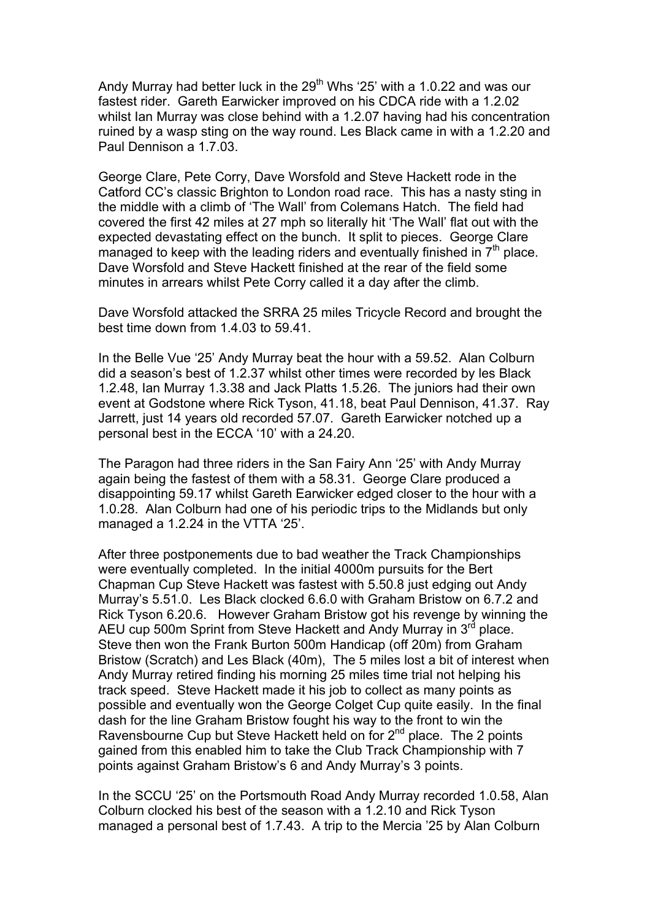Andy Murray had better luck in the 29th Whs '25' with a 1.0.22 and was our fastest rider. Gareth Earwicker improved on his CDCA ride with a 1.2.02 whilst Ian Murray was close behind with a 1.2.07 having had his concentration ruined by a wasp sting on the way round. Les Black came in with a 1.2.20 and Paul Dennison a 1.7.03.

George Clare, Pete Corry, Dave Worsfold and Steve Hackett rode in the Catford CC's classic Brighton to London road race. This has a nasty sting in the middle with a climb of 'The Wall' from Colemans Hatch. The field had covered the first 42 miles at 27 mph so literally hit 'The Wall' flat out with the expected devastating effect on the bunch. It split to pieces. George Clare managed to keep with the leading riders and eventually finished in 7th place. Dave Worsfold and Steve Hackett finished at the rear of the field some minutes in arrears whilst Pete Corry called it a day after the climb.

Dave Worsfold attacked the SRRA 25 miles Tricycle Record and brought the best time down from 1.4.03 to 59.41.

In the Belle Vue '25' Andy Murray beat the hour with a 59.52. Alan Colburn did a season's best of 1.2.37 whilst other times were recorded by les Black 1.2.48, Ian Murray 1.3.38 and Jack Platts 1.5.26. The juniors had their own event at Godstone where Rick Tyson, 41.18, beat Paul Dennison, 41.37. Ray Jarrett, just 14 years old recorded 57.07. Gareth Earwicker notched up a personal best in the ECCA '10' with a 24.20.

The Paragon had three riders in the San Fairy Ann '25' with Andy Murray again being the fastest of them with a 58.31. George Clare produced a disappointing 59.17 whilst Gareth Earwicker edged closer to the hour with a 1.0.28. Alan Colburn had one of his periodic trips to the Midlands but only managed a 1.2.24 in the VTTA '25'.

After three postponements due to bad weather the Track Championships were eventually completed. In the initial 4000m pursuits for the Bert Chapman Cup Steve Hackett was fastest with 5.50.8 just edging out Andy Murray's 5.51.0. Les Black clocked 6.6.0 with Graham Bristow on 6.7.2 and Rick Tyson 6.20.6. However Graham Bristow got his revenge by winning the AEU cup 500m Sprint from Steve Hackett and Andy Murray in 3rd place. Steve then won the Frank Burton 500m Handicap (off 20m) from Graham Bristow (Scratch) and Les Black (40m), The 5 miles lost a bit of interest when Andy Murray retired finding his morning 25 miles time trial not helping his track speed. Steve Hackett made it his job to collect as many points as possible and eventually won the George Colget Cup quite easily. In the final dash for the line Graham Bristow fought his way to the front to win the Ravensbourne Cup but Steve Hackett held on for 2nd place. The 2 points gained from this enabled him to take the Club Track Championship with 7 points against Graham Bristow's 6 and Andy Murray's 3 points.

In the SCCU '25' on the Portsmouth Road Andy Murray recorded 1.0.58, Alan Colburn clocked his best of the season with a 1.2.10 and Rick Tyson managed a personal best of 1.7.43. A trip to the Mercia '25 by Alan Colburn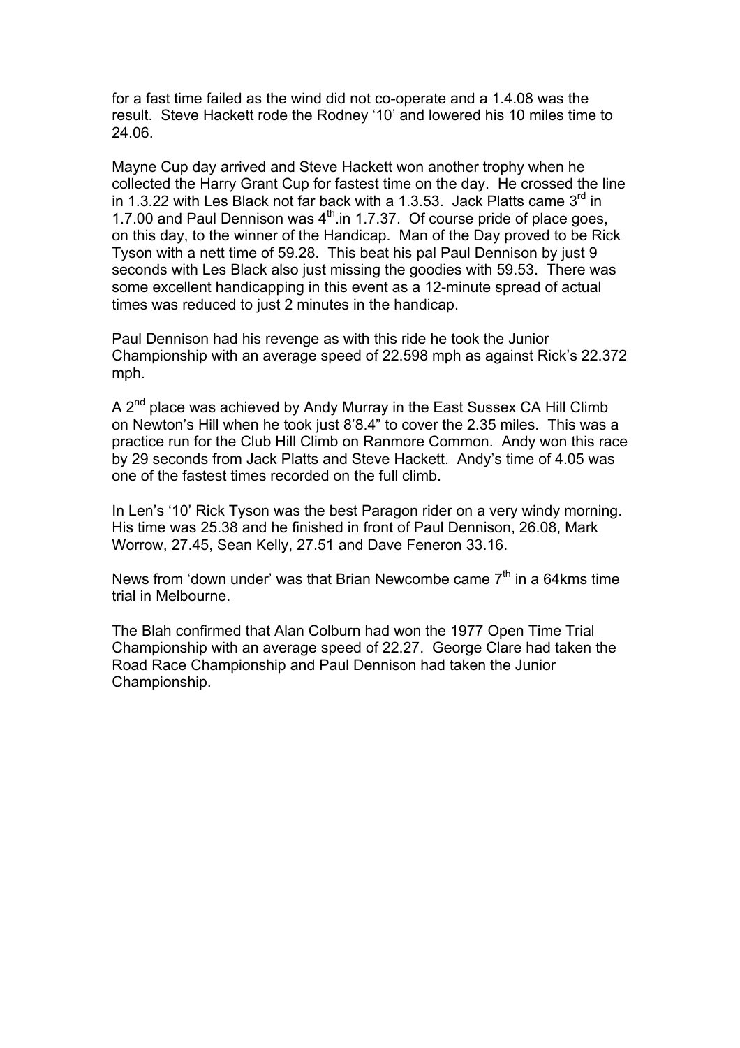for a fast time failed as the wind did not co-operate and a 1.4.08 was the result. Steve Hackett rode the Rodney '10' and lowered his 10 miles time to 24.06.

Mayne Cup day arrived and Steve Hackett won another trophy when he collected the Harry Grant Cup for fastest time on the day. He crossed the line in 1.3.22 with Les Black not far back with a 1.3.53. Jack Platts came 3rd in 1.7.00 and Paul Dennison was 4th.in 1.7.37. Of course pride of place goes, on this day, to the winner of the Handicap. Man of the Day proved to be Rick Tyson with a nett time of 59.28. This beat his pal Paul Dennison by just 9 seconds with Les Black also just missing the goodies with 59.53. There was some excellent handicapping in this event as a 12-minute spread of actual times was reduced to just 2 minutes in the handicap.

Paul Dennison had his revenge as with this ride he took the Junior Championship with an average speed of 22.598 mph as against Rick's 22.372 mph.

A 2nd place was achieved by Andy Murray in the East Sussex CA Hill Climb on Newton's Hill when he took just 8'8.4" to cover the 2.35 miles. This was a practice run for the Club Hill Climb on Ranmore Common. Andy won this race by 29 seconds from Jack Platts and Steve Hackett. Andy's time of 4.05 was one of the fastest times recorded on the full climb.

In Len's '10' Rick Tyson was the best Paragon rider on a very windy morning. His time was 25.38 and he finished in front of Paul Dennison, 26.08, Mark Worrow, 27.45, Sean Kelly, 27.51 and Dave Feneron 33.16.

News from 'down under' was that Brian Newcombe came 7th in a 64kms time trial in Melbourne.

The Blah confirmed that Alan Colburn had won the 1977 Open Time Trial Championship with an average speed of 22.27. George Clare had taken the Road Race Championship and Paul Dennison had taken the Junior Championship.